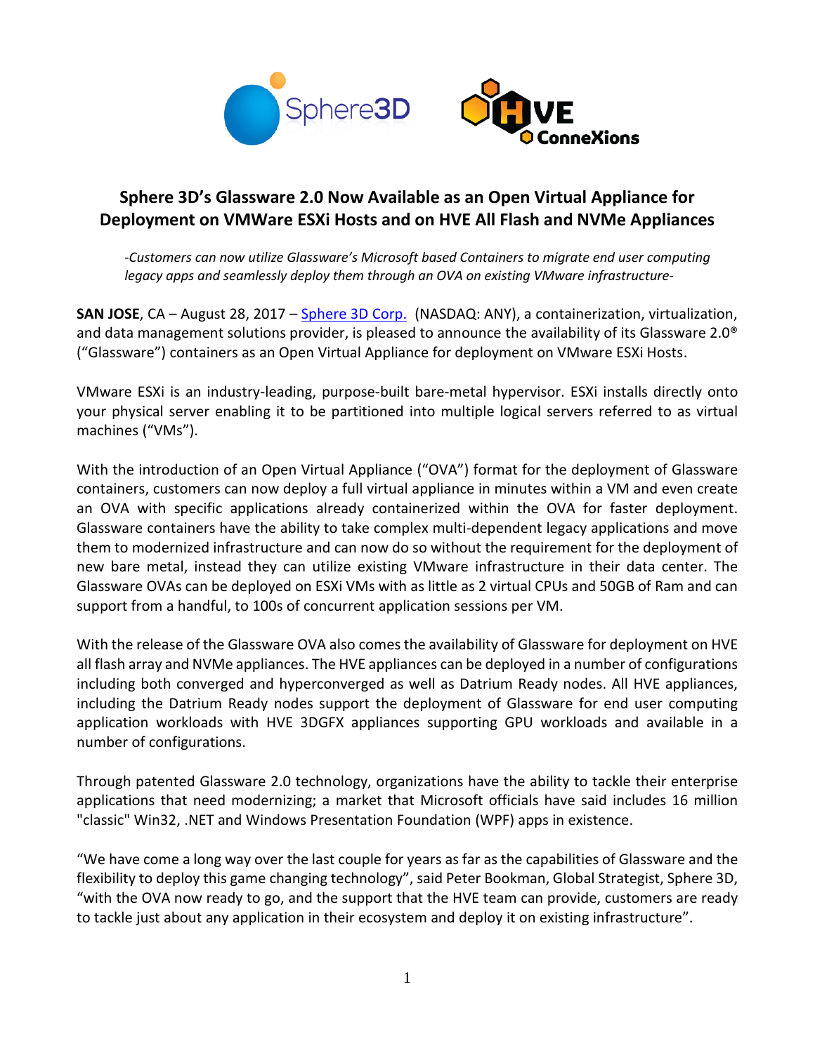## Sphere 3D's Glassware 2.0 Now Available as an Open Virtual Appliance for Deployment on VMWare ESXi Hosts and on HVE All Flash and NVMe Appliances

*-Customers can now utilize Glassware's Microsoft based Containers to migrate end user computing legacy apps and seamlessly deploy them through an OVA on existing VMware infrastructure-*

**SAN JOSE**, CA – August 28, 2017 – [Sphere 3D Corp.](#) (NASDAQ: ANY), a containerization, virtualization, and data management solutions provider, is pleased to announce the availability of its Glassware 2.0® ("Glassware") containers as an Open Virtual Appliance for deployment on VMware ESXi Hosts.

VMware ESXi is an industry-leading, purpose-built bare-metal hypervisor. ESXi installs directly onto your physical server enabling it to be partitioned into multiple logical servers referred to as virtual machines ("VMs").

With the introduction of an Open Virtual Appliance ("OVA") format for the deployment of Glassware containers, customers can now deploy a full virtual appliance in minutes within a VM and even create an OVA with specific applications already containerized within the OVA for faster deployment. Glassware containers have the ability to take complex multi-dependent legacy applications and move them to modernized infrastructure and can now do so without the requirement for the deployment of new bare metal, instead they can utilize existing VMware infrastructure in their data center. The Glassware OVAs can be deployed on ESXi VMs with as little as 2 virtual CPUs and 50GB of Ram and can support from a handful, to 100s of concurrent application sessions per VM.

With the release of the Glassware OVA also comes the availability of Glassware for deployment on HVE all flash array and NVMe appliances. The HVE appliances can be deployed in a number of configurations including both converged and hyperconverged as well as Datrium Ready nodes. All HVE appliances, including the Datrium Ready nodes support the deployment of Glassware for end user computing application workloads with HVE 3DGFX appliances supporting GPU workloads and available in a number of configurations.

Through patented Glassware 2.0 technology, organizations have the ability to tackle their enterprise applications that need modernizing; a market that Microsoft officials have said includes 16 million "classic" Win32, .NET and Windows Presentation Foundation (WPF) apps in existence.

"We have come a long way over the last couple for years as far as the capabilities of Glassware and the flexibility to deploy this game changing technology", said Peter Bookman, Global Strategist, Sphere 3D, "with the OVA now ready to go, and the support that the HVE team can provide, customers are ready to tackle just about any application in their ecosystem and deploy it on existing infrastructure".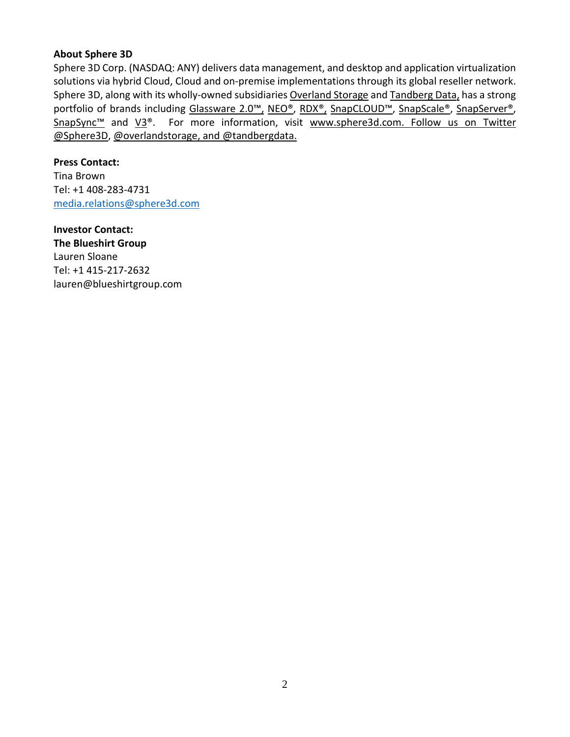**About Sphere 3D**

Sphere 3D Corp. (NASDAQ: ANY) delivers data management, and desktop and application virtualization solutions via hybrid Cloud, Cloud and on-premise implementations through its global reseller network. Sphere 3D, along with its wholly-owned subsidiaries Overland Storage and Tandberg Data, has a strong portfolio of brands including Glassware 2.0™, NEO®, RDX®, SnapCLOUD™, SnapScale®, SnapServer®, SnapSync™ and V3®. For more information, visit www.sphere3d.com. Follow us on Twitter @Sphere3D, @overlandstorage, and @tandbergdata.

**Press Contact:**
Tina Brown
Tel: +1 408-283-4731
media.relations@sphere3d.com

**Investor Contact:**
**The Blueshirt Group**
Lauren Sloane
Tel: +1 415-217-2632
lauren@blueshirtgroup.com